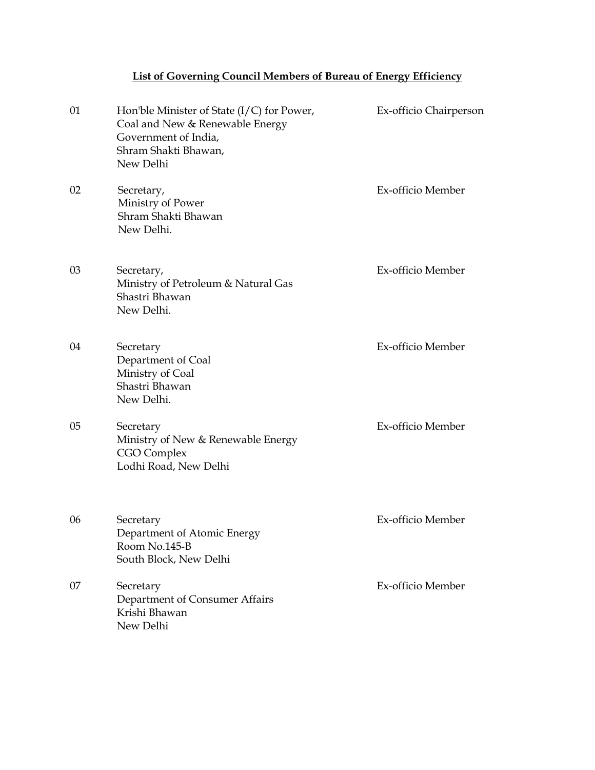**List of Governing Council Members of Bureau of Energy Efficiency**

| | | |
|---|---|---|
| 01 | Hon'ble Minister of State (I/C) for Power,<br>Coal and New & Renewable Energy<br>Government of India,<br>Shram Shakti Bhawan,<br>New Delhi | Ex-officio Chairperson |
| 02 | Secretary,<br>Ministry of Power<br>Shram Shakti Bhawan<br>New Delhi. | Ex-officio Member |
| 03 | Secretary,<br>Ministry of Petroleum & Natural Gas<br>Shastri Bhawan<br>New Delhi. | Ex-officio Member |
| 04 | Secretary<br>Department of Coal<br>Ministry of Coal<br>Shastri Bhawan<br>New Delhi. | Ex-officio Member |
| 05 | Secretary<br>Ministry of New & Renewable Energy<br>CGO Complex<br>Lodhi Road, New Delhi | Ex-officio Member |
| 06 | Secretary<br>Department of Atomic Energy<br>Room No.145-B<br>South Block, New Delhi | Ex-officio Member |
| 07 | Secretary<br>Department of Consumer Affairs<br>Krishi Bhawan<br>New Delhi | Ex-officio Member |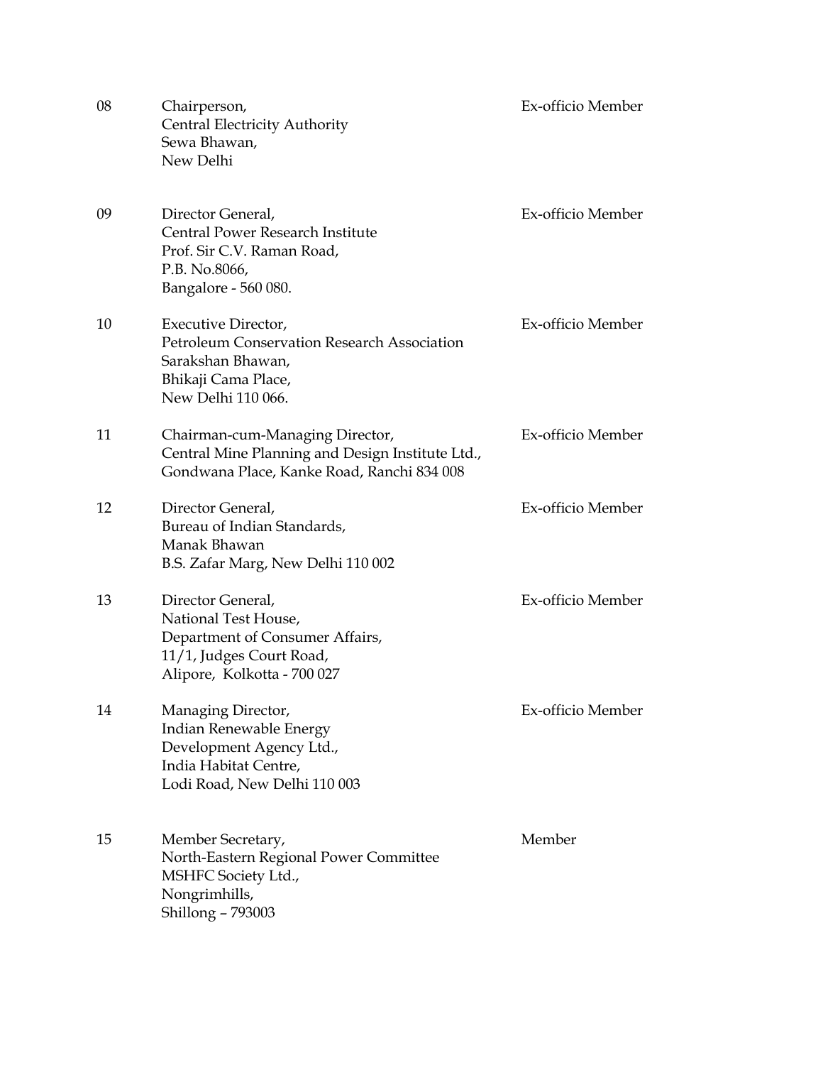| | | |
|---|---|---|
| 08 | Chairperson,<br>Central Electricity Authority<br>Sewa Bhawan,<br>New Delhi | Ex-officio Member |
| 09 | Director General,<br>Central Power Research Institute<br>Prof. Sir C.V. Raman Road,<br>P.B. No.8066,<br>Bangalore - 560 080. | Ex-officio Member |
| 10 | Executive Director,<br>Petroleum Conservation Research Association<br>Sarakshan Bhawan,<br>Bhikaji Cama Place,<br>New Delhi 110 066. | Ex-officio Member |
| 11 | Chairman-cum-Managing Director,<br>Central Mine Planning and Design Institute Ltd.,<br>Gondwana Place, Kanke Road, Ranchi 834 008 | Ex-officio Member |
| 12 | Director General,<br>Bureau of Indian Standards,<br>Manak Bhawan<br>B.S. Zafar Marg, New Delhi 110 002 | Ex-officio Member |
| 13 | Director General,<br>National Test House,<br>Department of Consumer Affairs,<br>11/1, Judges Court Road,<br>Alipore, Kolkotta - 700 027 | Ex-officio Member |
| 14 | Managing Director,<br>Indian Renewable Energy<br>Development Agency Ltd.,<br>India Habitat Centre,<br>Lodi Road, New Delhi 110 003 | Ex-officio Member |
| 15 | Member Secretary,<br>North-Eastern Regional Power Committee<br>MSHFC Society Ltd.,<br>Nongrimhills,<br>Shillong – 793003 | Member |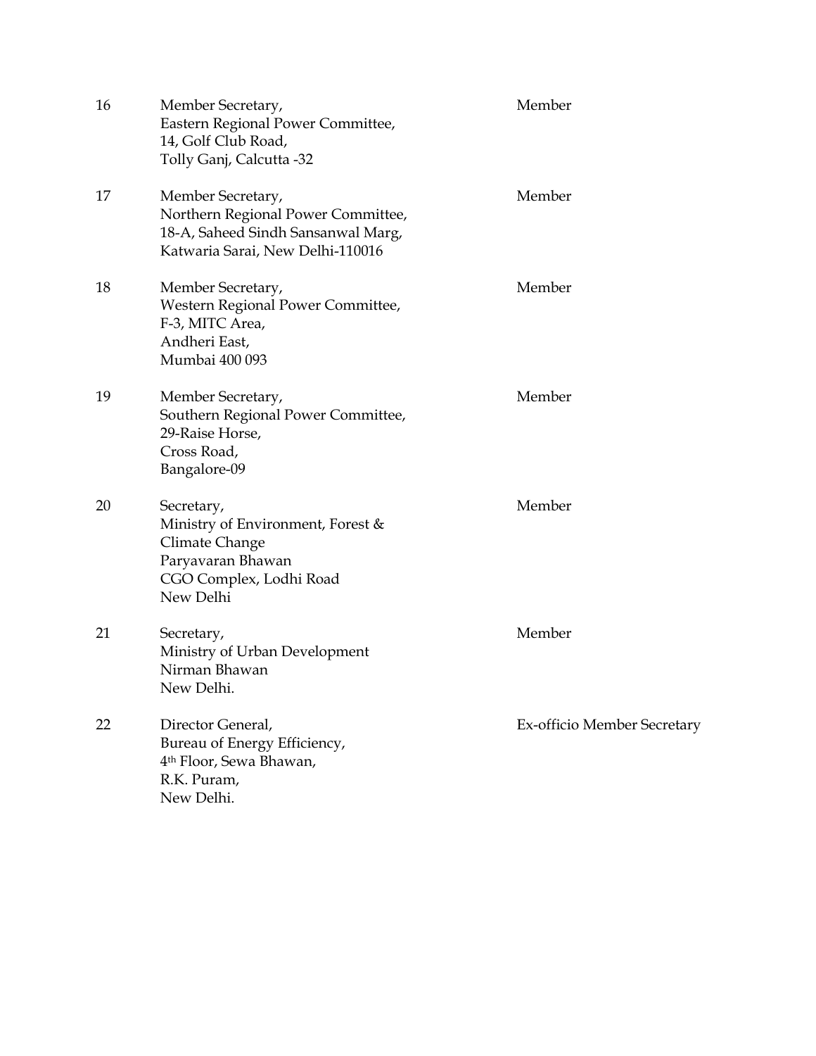| | | |
|---|---|---|
| 16 | Member Secretary,<br>Eastern Regional Power Committee,<br>14, Golf Club Road,<br>Tolly Ganj, Calcutta -32 | Member |
| 17 | Member Secretary,<br>Northern Regional Power Committee,<br>18-A, Saheed Sindh Sansanwal Marg,<br>Katwaria Sarai, New Delhi-110016 | Member |
| 18 | Member Secretary,<br>Western Regional Power Committee,<br>F-3, MITC Area,<br>Andheri East,<br>Mumbai 400 093 | Member |
| 19 | Member Secretary,<br>Southern Regional Power Committee,<br>29-Raise Horse,<br>Cross Road,<br>Bangalore-09 | Member |
| 20 | Secretary,<br>Ministry of Environment, Forest &<br>Climate Change<br>Paryavaran Bhawan<br>CGO Complex, Lodhi Road<br>New Delhi | Member |
| 21 | Secretary,<br>Ministry of Urban Development<br>Nirman Bhawan<br>New Delhi. | Member |
| 22 | Director General,<br>Bureau of Energy Efficiency,<br>4th Floor, Sewa Bhawan,<br>R.K. Puram,<br>New Delhi. | Ex-officio Member Secretary |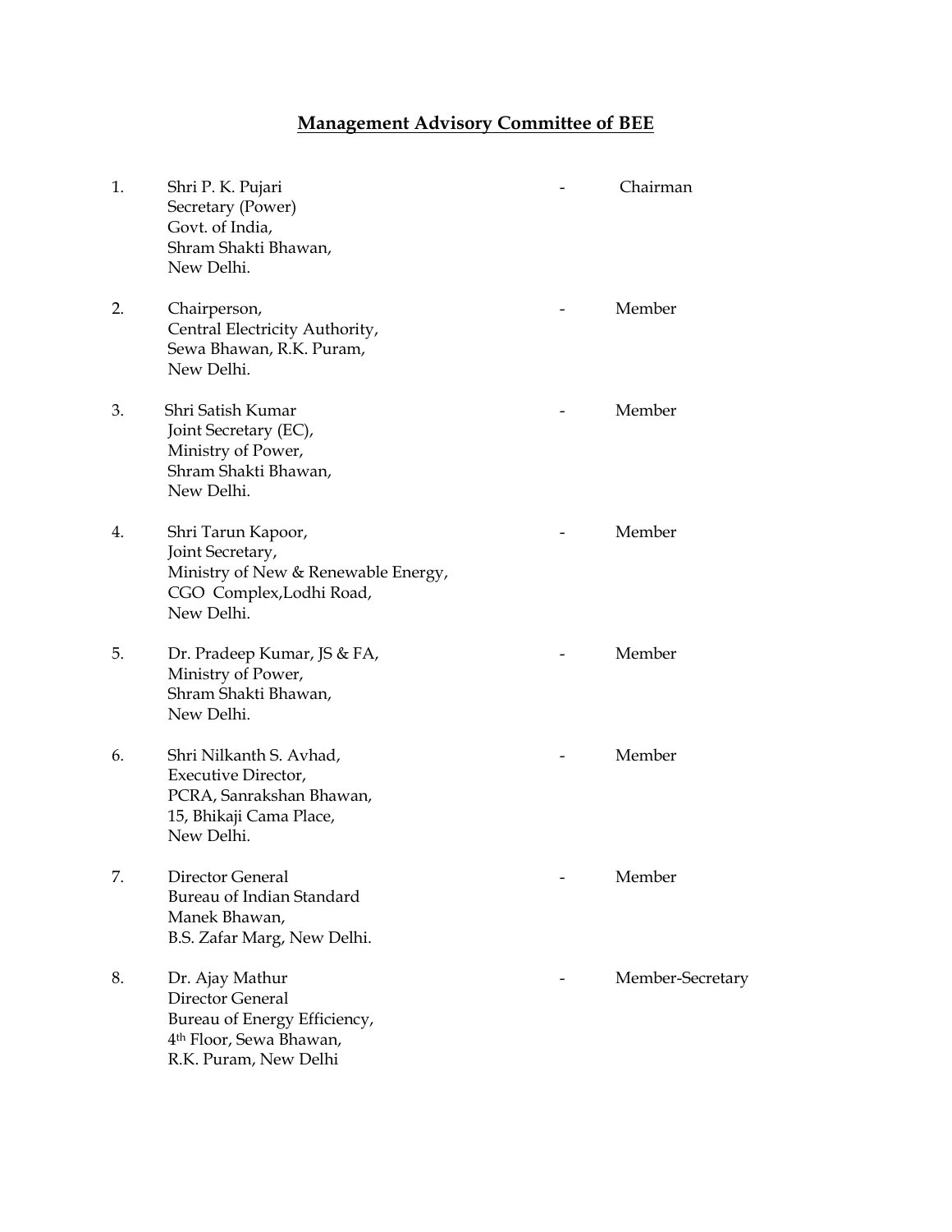# Management Advisory Committee of BEE

| | | | |
|---|---|---|---|
| 1. | Shri P. K. Pujari<br>Secretary (Power)<br>Govt. of India,<br>Shram Shakti Bhawan,<br>New Delhi. | - | Chairman |
| 2. | Chairperson,<br>Central Electricity Authority,<br>Sewa Bhawan, R.K. Puram,<br>New Delhi. | - | Member |
| 3. | Shri Satish Kumar<br>Joint Secretary (EC),<br>Ministry of Power,<br>Shram Shakti Bhawan,<br>New Delhi. | - | Member |
| 4. | Shri Tarun Kapoor,<br>Joint Secretary,<br>Ministry of New & Renewable Energy,<br>CGO Complex,Lodhi Road,<br>New Delhi. | - | Member |
| 5. | Dr. Pradeep Kumar, JS & FA,<br>Ministry of Power,<br>Shram Shakti Bhawan,<br>New Delhi. | - | Member |
| 6. | Shri Nilkanth S. Avhad,<br>Executive Director,<br>PCRA, Sanrakshan Bhawan,<br>15, Bhikaji Cama Place,<br>New Delhi. | - | Member |
| 7. | Director General<br>Bureau of Indian Standard<br>Manek Bhawan,<br>B.S. Zafar Marg, New Delhi. | - | Member |
| 8. | Dr. Ajay Mathur<br>Director General<br>Bureau of Energy Efficiency,<br>4th Floor, Sewa Bhawan,<br>R.K. Puram, New Delhi | - | Member-Secretary |